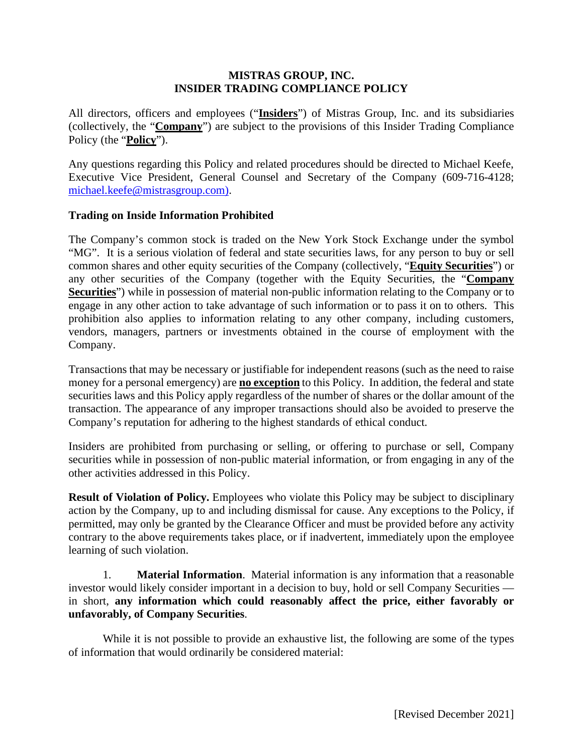# MISTRAS GROUP, INC.
# INSIDER TRADING COMPLIANCE POLICY

All directors, officers and employees ("**Insiders**") of Mistras Group, Inc. and its subsidiaries (collectively, the "**Company**") are subject to the provisions of this Insider Trading Compliance Policy (the "**Policy**").

Any questions regarding this Policy and related procedures should be directed to Michael Keefe, Executive Vice President, General Counsel and Secretary of the Company (609-716-4128; michael.keefe@mistrasgroup.com).

## Trading on Inside Information Prohibited

The Company's common stock is traded on the New York Stock Exchange under the symbol "MG". It is a serious violation of federal and state securities laws, for any person to buy or sell common shares and other equity securities of the Company (collectively, "**Equity Securities**") or any other securities of the Company (together with the Equity Securities, the "**Company Securities**") while in possession of material non-public information relating to the Company or to engage in any other action to take advantage of such information or to pass it on to others. This prohibition also applies to information relating to any other company, including customers, vendors, managers, partners or investments obtained in the course of employment with the Company.

Transactions that may be necessary or justifiable for independent reasons (such as the need to raise money for a personal emergency) are **no exception** to this Policy. In addition, the federal and state securities laws and this Policy apply regardless of the number of shares or the dollar amount of the transaction. The appearance of any improper transactions should also be avoided to preserve the Company's reputation for adhering to the highest standards of ethical conduct.

Insiders are prohibited from purchasing or selling, or offering to purchase or sell, Company securities while in possession of non-public material information, or from engaging in any of the other activities addressed in this Policy.

**Result of Violation of Policy.** Employees who violate this Policy may be subject to disciplinary action by the Company, up to and including dismissal for cause. Any exceptions to the Policy, if permitted, may only be granted by the Clearance Officer and must be provided before any activity contrary to the above requirements takes place, or if inadvertent, immediately upon the employee learning of such violation.

1. **Material Information**. Material information is any information that a reasonable investor would likely consider important in a decision to buy, hold or sell Company Securities — in short, **any information which could reasonably affect the price, either favorably or unfavorably, of Company Securities**.

While it is not possible to provide an exhaustive list, the following are some of the types of information that would ordinarily be considered material: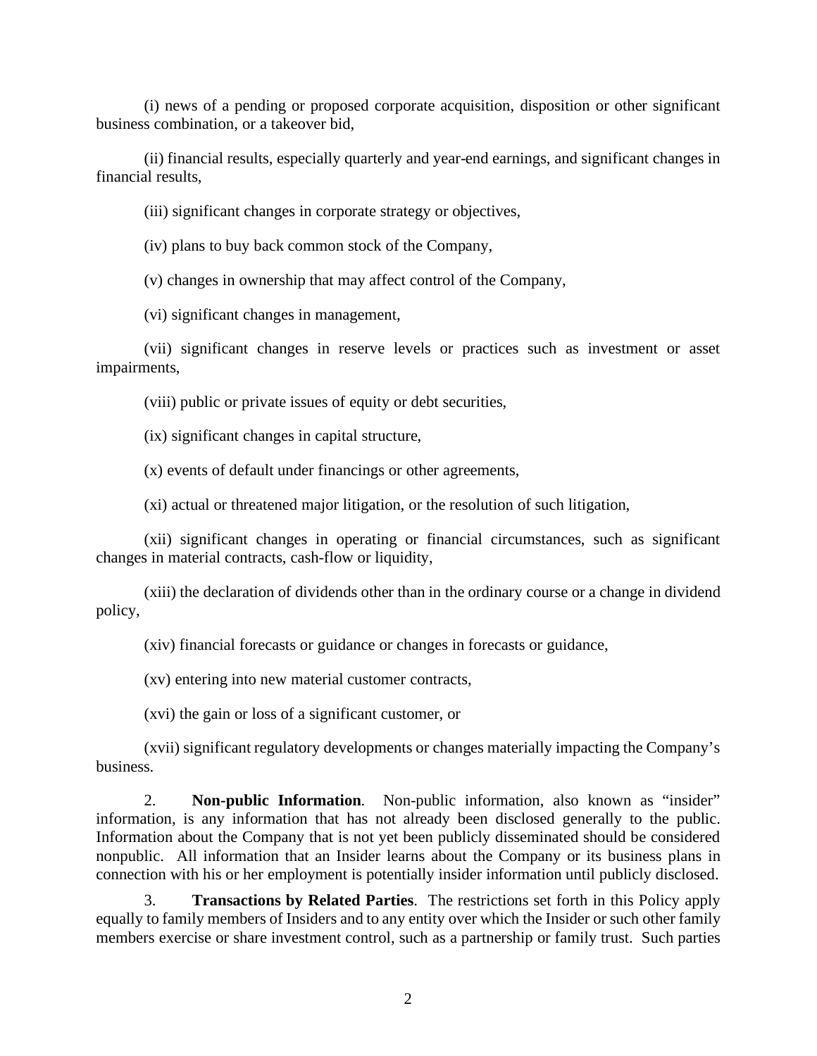(i) news of a pending or proposed corporate acquisition, disposition or other significant business combination, or a takeover bid,

(ii) financial results, especially quarterly and year-end earnings, and significant changes in financial results,

(iii) significant changes in corporate strategy or objectives,

(iv) plans to buy back common stock of the Company,

(v) changes in ownership that may affect control of the Company,

(vi) significant changes in management,

(vii) significant changes in reserve levels or practices such as investment or asset impairments,

(viii) public or private issues of equity or debt securities,

(ix) significant changes in capital structure,

(x) events of default under financings or other agreements,

(xi) actual or threatened major litigation, or the resolution of such litigation,

(xii) significant changes in operating or financial circumstances, such as significant changes in material contracts, cash-flow or liquidity,

(xiii) the declaration of dividends other than in the ordinary course or a change in dividend policy,

(xiv) financial forecasts or guidance or changes in forecasts or guidance,

(xv) entering into new material customer contracts,

(xvi) the gain or loss of a significant customer, or

(xvii) significant regulatory developments or changes materially impacting the Company's business.

2. **Non-public Information**. Non-public information, also known as "insider" information, is any information that has not already been disclosed generally to the public. Information about the Company that is not yet been publicly disseminated should be considered nonpublic. All information that an Insider learns about the Company or its business plans in connection with his or her employment is potentially insider information until publicly disclosed.

3. **Transactions by Related Parties**. The restrictions set forth in this Policy apply equally to family members of Insiders and to any entity over which the Insider or such other family members exercise or share investment control, such as a partnership or family trust. Such parties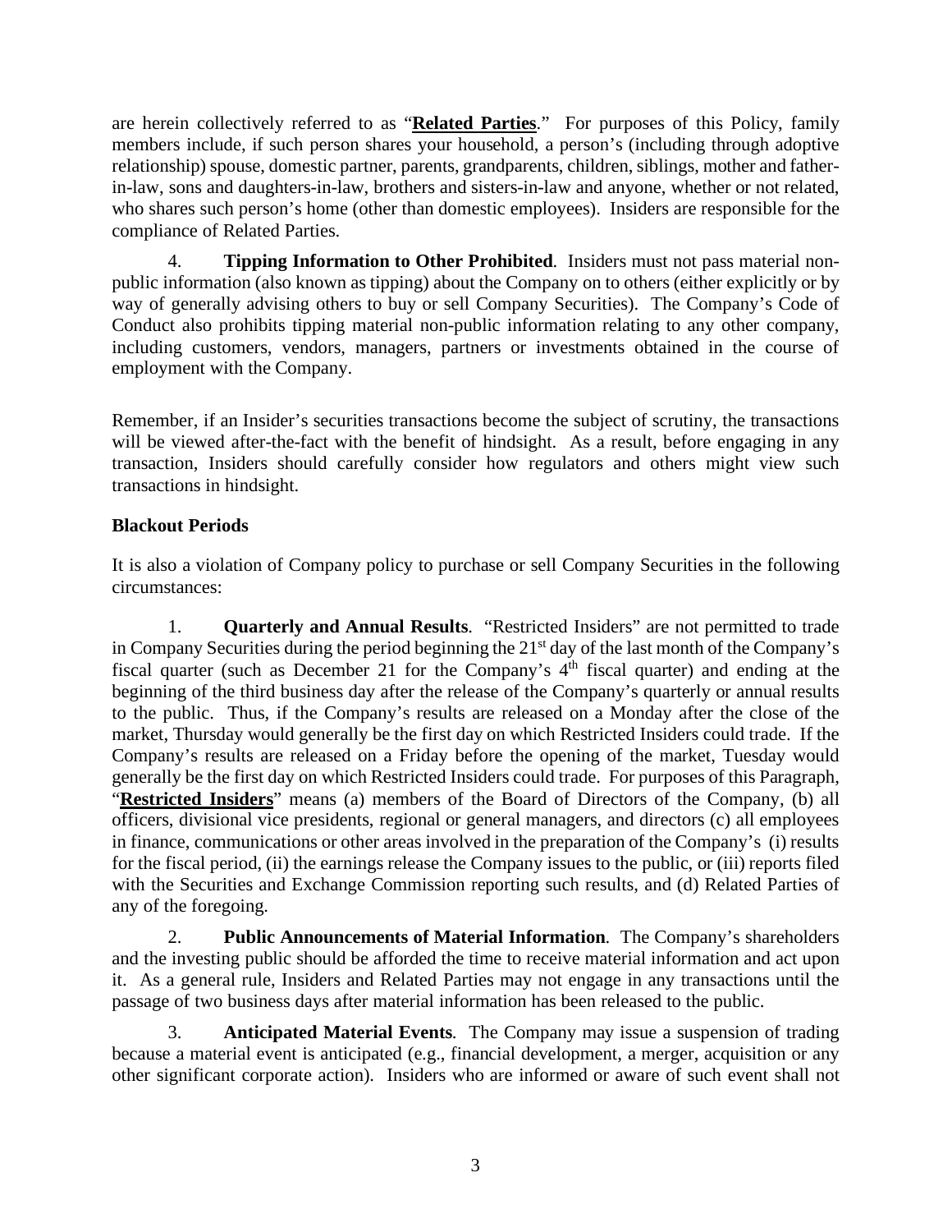are herein collectively referred to as "**Related Parties**." For purposes of this Policy, family members include, if such person shares your household, a person's (including through adoptive relationship) spouse, domestic partner, parents, grandparents, children, siblings, mother and father-in-law, sons and daughters-in-law, brothers and sisters-in-law and anyone, whether or not related, who shares such person's home (other than domestic employees). Insiders are responsible for the compliance of Related Parties.

4. **Tipping Information to Other Prohibited**. Insiders must not pass material non-public information (also known as tipping) about the Company on to others (either explicitly or by way of generally advising others to buy or sell Company Securities). The Company's Code of Conduct also prohibits tipping material non-public information relating to any other company, including customers, vendors, managers, partners or investments obtained in the course of employment with the Company.

Remember, if an Insider's securities transactions become the subject of scrutiny, the transactions will be viewed after-the-fact with the benefit of hindsight. As a result, before engaging in any transaction, Insiders should carefully consider how regulators and others might view such transactions in hindsight.

**Blackout Periods**

It is also a violation of Company policy to purchase or sell Company Securities in the following circumstances:

1. **Quarterly and Annual Results**. "Restricted Insiders" are not permitted to trade in Company Securities during the period beginning the 21st day of the last month of the Company's fiscal quarter (such as December 21 for the Company's 4th fiscal quarter) and ending at the beginning of the third business day after the release of the Company's quarterly or annual results to the public. Thus, if the Company's results are released on a Monday after the close of the market, Thursday would generally be the first day on which Restricted Insiders could trade. If the Company's results are released on a Friday before the opening of the market, Tuesday would generally be the first day on which Restricted Insiders could trade. For purposes of this Paragraph, "**Restricted Insiders**" means (a) members of the Board of Directors of the Company, (b) all officers, divisional vice presidents, regional or general managers, and directors (c) all employees in finance, communications or other areas involved in the preparation of the Company's (i) results for the fiscal period, (ii) the earnings release the Company issues to the public, or (iii) reports filed with the Securities and Exchange Commission reporting such results, and (d) Related Parties of any of the foregoing.

2. **Public Announcements of Material Information**. The Company's shareholders and the investing public should be afforded the time to receive material information and act upon it. As a general rule, Insiders and Related Parties may not engage in any transactions until the passage of two business days after material information has been released to the public.

3. **Anticipated Material Events**. The Company may issue a suspension of trading because a material event is anticipated (e.g., financial development, a merger, acquisition or any other significant corporate action). Insiders who are informed or aware of such event shall not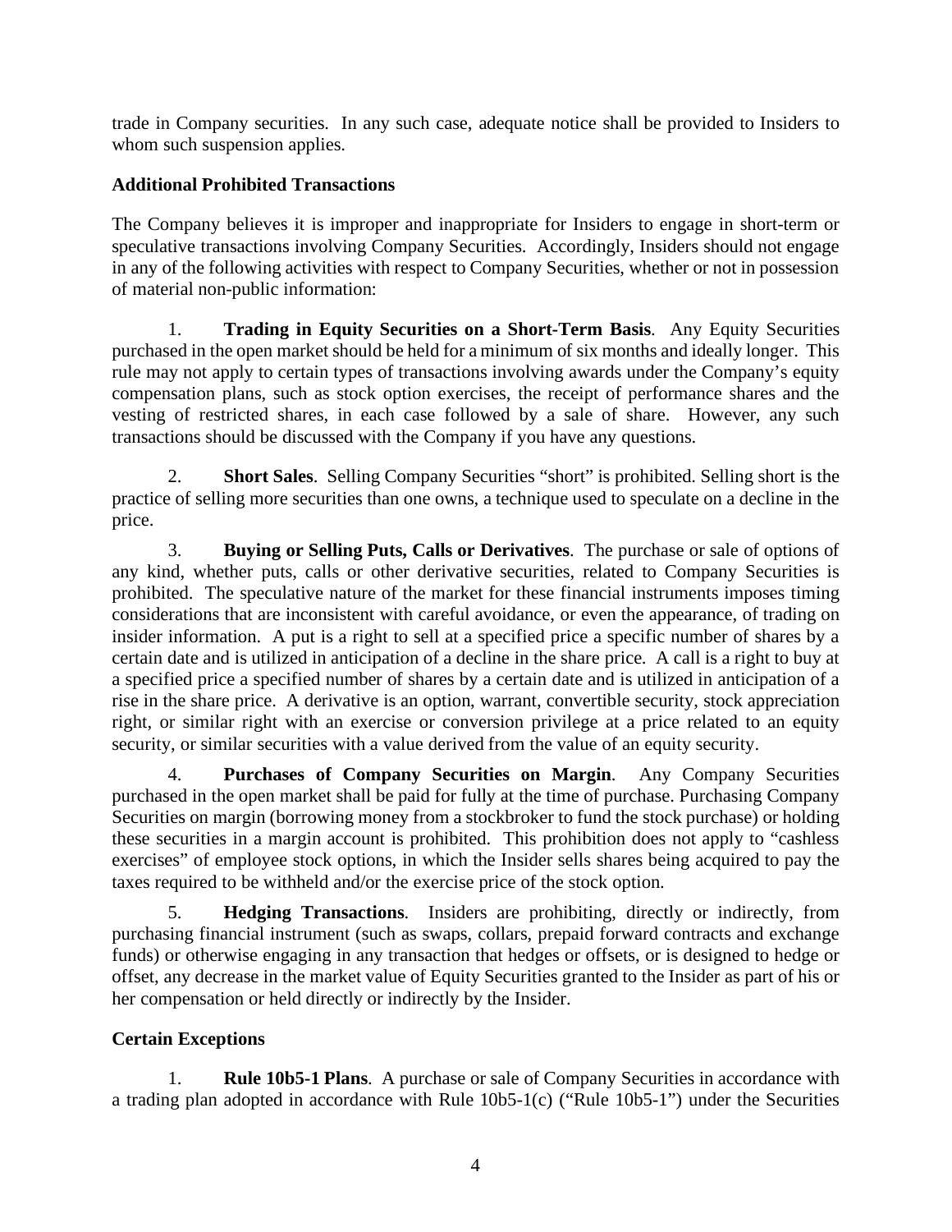trade in Company securities. In any such case, adequate notice shall be provided to Insiders to whom such suspension applies.

**Additional Prohibited Transactions**

The Company believes it is improper and inappropriate for Insiders to engage in short-term or speculative transactions involving Company Securities. Accordingly, Insiders should not engage in any of the following activities with respect to Company Securities, whether or not in possession of material non-public information:

1. **Trading in Equity Securities on a Short-Term Basis**. Any Equity Securities purchased in the open market should be held for a minimum of six months and ideally longer. This rule may not apply to certain types of transactions involving awards under the Company's equity compensation plans, such as stock option exercises, the receipt of performance shares and the vesting of restricted shares, in each case followed by a sale of share. However, any such transactions should be discussed with the Company if you have any questions.

2. **Short Sales**. Selling Company Securities "short" is prohibited. Selling short is the practice of selling more securities than one owns, a technique used to speculate on a decline in the price.

3. **Buying or Selling Puts, Calls or Derivatives**. The purchase or sale of options of any kind, whether puts, calls or other derivative securities, related to Company Securities is prohibited. The speculative nature of the market for these financial instruments imposes timing considerations that are inconsistent with careful avoidance, or even the appearance, of trading on insider information. A put is a right to sell at a specified price a specific number of shares by a certain date and is utilized in anticipation of a decline in the share price. A call is a right to buy at a specified price a specified number of shares by a certain date and is utilized in anticipation of a rise in the share price. A derivative is an option, warrant, convertible security, stock appreciation right, or similar right with an exercise or conversion privilege at a price related to an equity security, or similar securities with a value derived from the value of an equity security.

4. **Purchases of Company Securities on Margin**. Any Company Securities purchased in the open market shall be paid for fully at the time of purchase. Purchasing Company Securities on margin (borrowing money from a stockbroker to fund the stock purchase) or holding these securities in a margin account is prohibited. This prohibition does not apply to "cashless exercises" of employee stock options, in which the Insider sells shares being acquired to pay the taxes required to be withheld and/or the exercise price of the stock option.

5. **Hedging Transactions**. Insiders are prohibiting, directly or indirectly, from purchasing financial instrument (such as swaps, collars, prepaid forward contracts and exchange funds) or otherwise engaging in any transaction that hedges or offsets, or is designed to hedge or offset, any decrease in the market value of Equity Securities granted to the Insider as part of his or her compensation or held directly or indirectly by the Insider.

**Certain Exceptions**

1. **Rule 10b5-1 Plans**. A purchase or sale of Company Securities in accordance with a trading plan adopted in accordance with Rule 10b5-1(c) ("Rule 10b5-1") under the Securities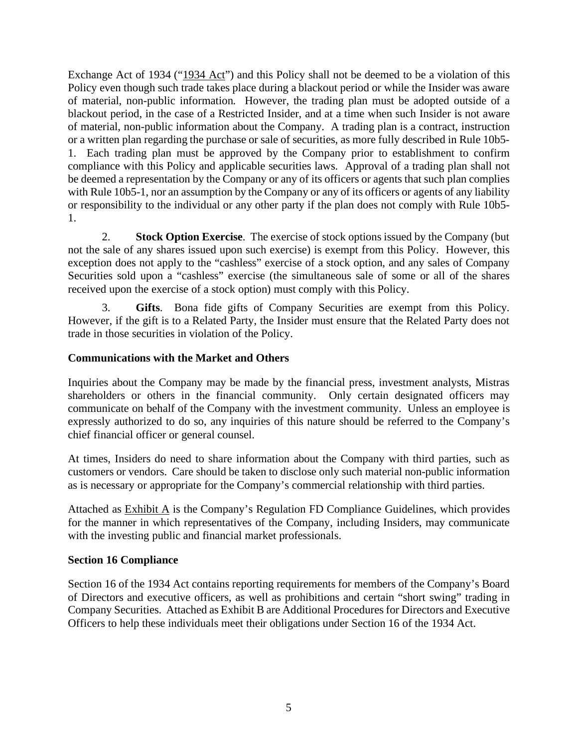Exchange Act of 1934 ("1934 Act") and this Policy shall not be deemed to be a violation of this Policy even though such trade takes place during a blackout period or while the Insider was aware of material, non-public information. However, the trading plan must be adopted outside of a blackout period, in the case of a Restricted Insider, and at a time when such Insider is not aware of material, non-public information about the Company. A trading plan is a contract, instruction or a written plan regarding the purchase or sale of securities, as more fully described in Rule 10b5-1. Each trading plan must be approved by the Company prior to establishment to confirm compliance with this Policy and applicable securities laws. Approval of a trading plan shall not be deemed a representation by the Company or any of its officers or agents that such plan complies with Rule 10b5-1, nor an assumption by the Company or any of its officers or agents of any liability or responsibility to the individual or any other party if the plan does not comply with Rule 10b5-1.

2. **Stock Option Exercise**. The exercise of stock options issued by the Company (but not the sale of any shares issued upon such exercise) is exempt from this Policy. However, this exception does not apply to the "cashless" exercise of a stock option, and any sales of Company Securities sold upon a "cashless" exercise (the simultaneous sale of some or all of the shares received upon the exercise of a stock option) must comply with this Policy.

3. **Gifts**. Bona fide gifts of Company Securities are exempt from this Policy. However, if the gift is to a Related Party, the Insider must ensure that the Related Party does not trade in those securities in violation of the Policy.

**Communications with the Market and Others**

Inquiries about the Company may be made by the financial press, investment analysts, Mistras shareholders or others in the financial community. Only certain designated officers may communicate on behalf of the Company with the investment community. Unless an employee is expressly authorized to do so, any inquiries of this nature should be referred to the Company's chief financial officer or general counsel.

At times, Insiders do need to share information about the Company with third parties, such as customers or vendors. Care should be taken to disclose only such material non-public information as is necessary or appropriate for the Company's commercial relationship with third parties.

Attached as Exhibit A is the Company's Regulation FD Compliance Guidelines, which provides for the manner in which representatives of the Company, including Insiders, may communicate with the investing public and financial market professionals.

**Section 16 Compliance**

Section 16 of the 1934 Act contains reporting requirements for members of the Company's Board of Directors and executive officers, as well as prohibitions and certain "short swing" trading in Company Securities. Attached as Exhibit B are Additional Procedures for Directors and Executive Officers to help these individuals meet their obligations under Section 16 of the 1934 Act.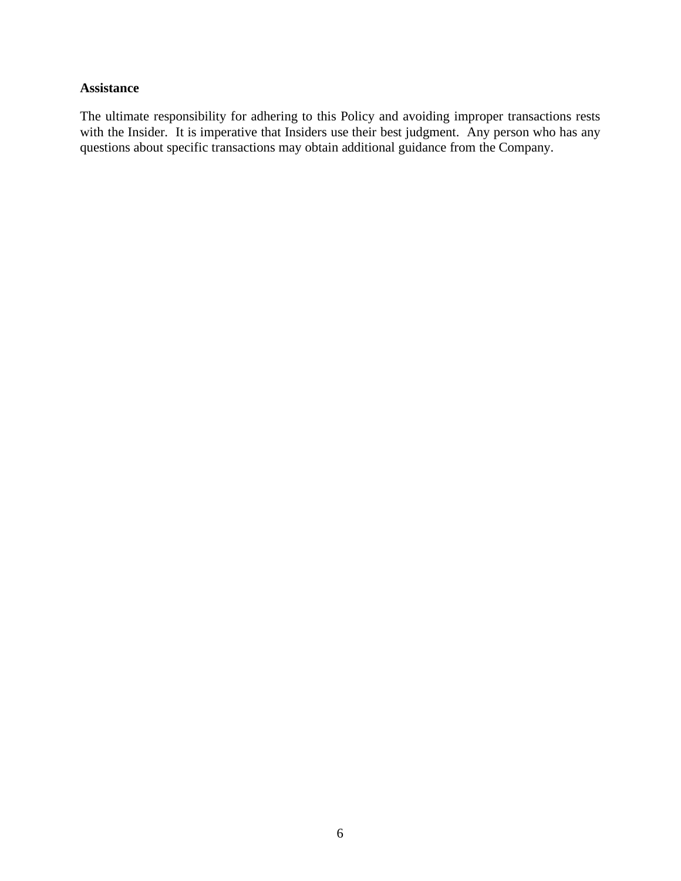**Assistance**

The ultimate responsibility for adhering to this Policy and avoiding improper transactions rests with the Insider. It is imperative that Insiders use their best judgment. Any person who has any questions about specific transactions may obtain additional guidance from the Company.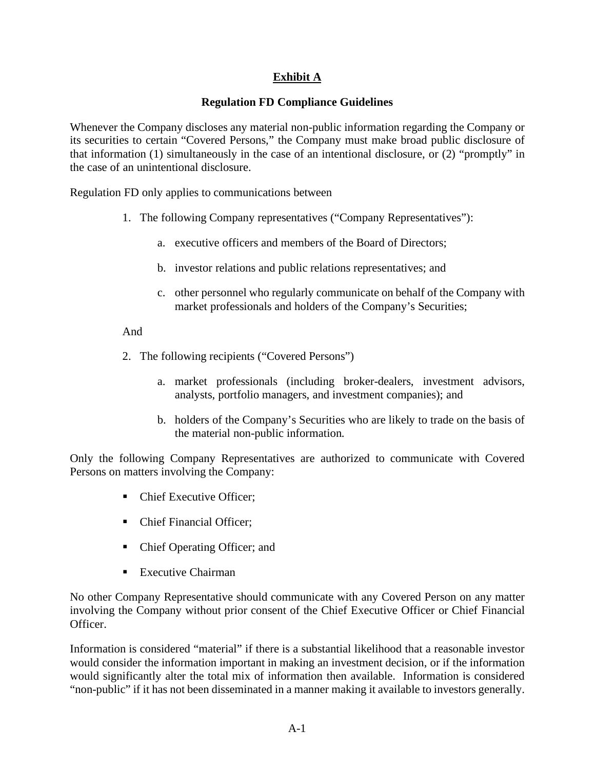# Exhibit A

## Regulation FD Compliance Guidelines

Whenever the Company discloses any material non-public information regarding the Company or its securities to certain "Covered Persons," the Company must make broad public disclosure of that information (1) simultaneously in the case of an intentional disclosure, or (2) "promptly" in the case of an unintentional disclosure.

Regulation FD only applies to communications between

1. The following Company representatives ("Company Representatives"):

   a. executive officers and members of the Board of Directors;

   b. investor relations and public relations representatives; and

   c. other personnel who regularly communicate on behalf of the Company with market professionals and holders of the Company's Securities;

And

2. The following recipients ("Covered Persons")

   a. market professionals (including broker-dealers, investment advisors, analysts, portfolio managers, and investment companies); and

   b. holders of the Company's Securities who are likely to trade on the basis of the material non-public information.

Only the following Company Representatives are authorized to communicate with Covered Persons on matters involving the Company:

- Chief Executive Officer;
- Chief Financial Officer;
- Chief Operating Officer; and
- Executive Chairman

No other Company Representative should communicate with any Covered Person on any matter involving the Company without prior consent of the Chief Executive Officer or Chief Financial Officer.

Information is considered "material" if there is a substantial likelihood that a reasonable investor would consider the information important in making an investment decision, or if the information would significantly alter the total mix of information then available. Information is considered "non-public" if it has not been disseminated in a manner making it available to investors generally.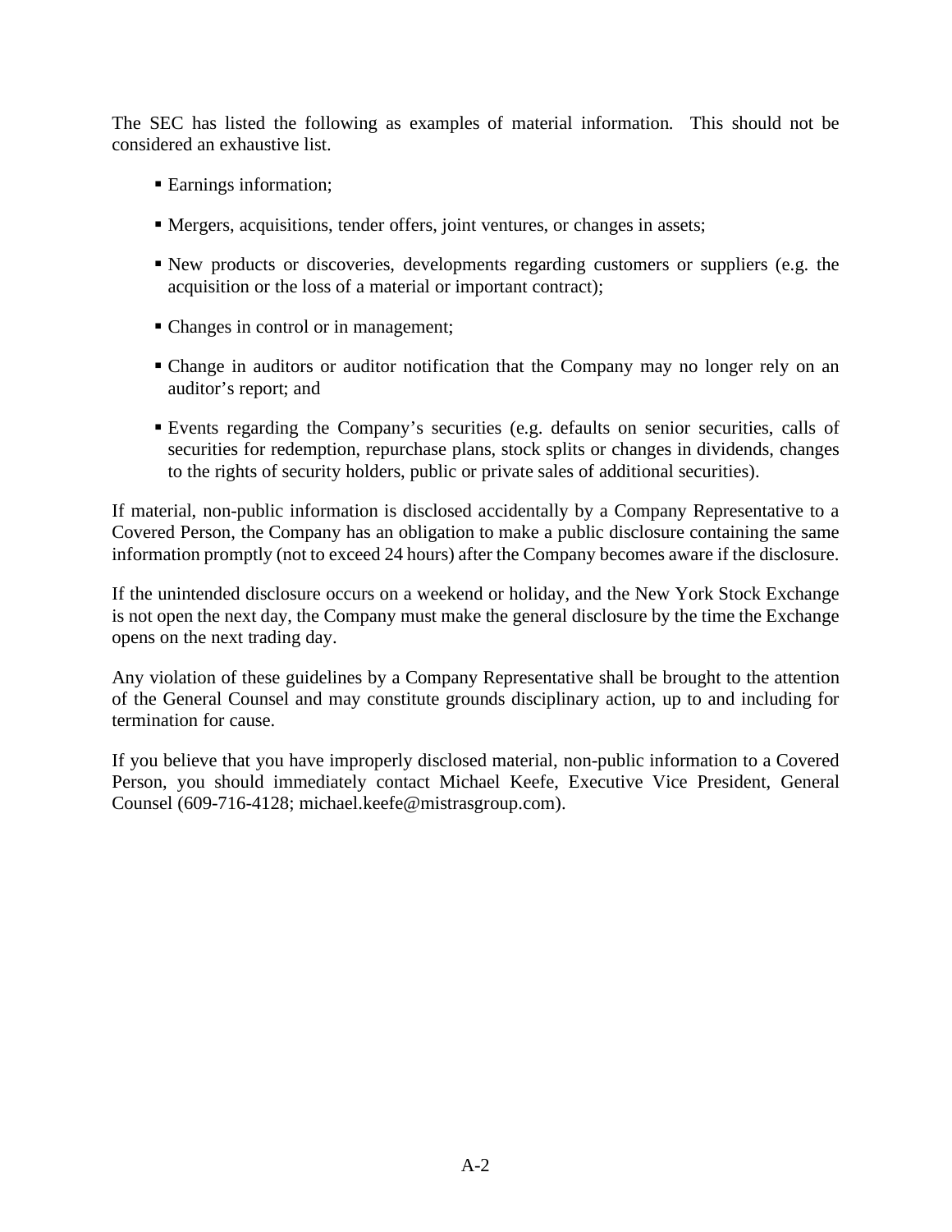The SEC has listed the following as examples of material information. This should not be considered an exhaustive list.

- Earnings information;
- Mergers, acquisitions, tender offers, joint ventures, or changes in assets;
- New products or discoveries, developments regarding customers or suppliers (e.g. the acquisition or the loss of a material or important contract);
- Changes in control or in management;
- Change in auditors or auditor notification that the Company may no longer rely on an auditor's report; and
- Events regarding the Company's securities (e.g. defaults on senior securities, calls of securities for redemption, repurchase plans, stock splits or changes in dividends, changes to the rights of security holders, public or private sales of additional securities).

If material, non-public information is disclosed accidentally by a Company Representative to a Covered Person, the Company has an obligation to make a public disclosure containing the same information promptly (not to exceed 24 hours) after the Company becomes aware if the disclosure.

If the unintended disclosure occurs on a weekend or holiday, and the New York Stock Exchange is not open the next day, the Company must make the general disclosure by the time the Exchange opens on the next trading day.

Any violation of these guidelines by a Company Representative shall be brought to the attention of the General Counsel and may constitute grounds disciplinary action, up to and including for termination for cause.

If you believe that you have improperly disclosed material, non-public information to a Covered Person, you should immediately contact Michael Keefe, Executive Vice President, General Counsel (609-716-4128; michael.keefe@mistrasgroup.com).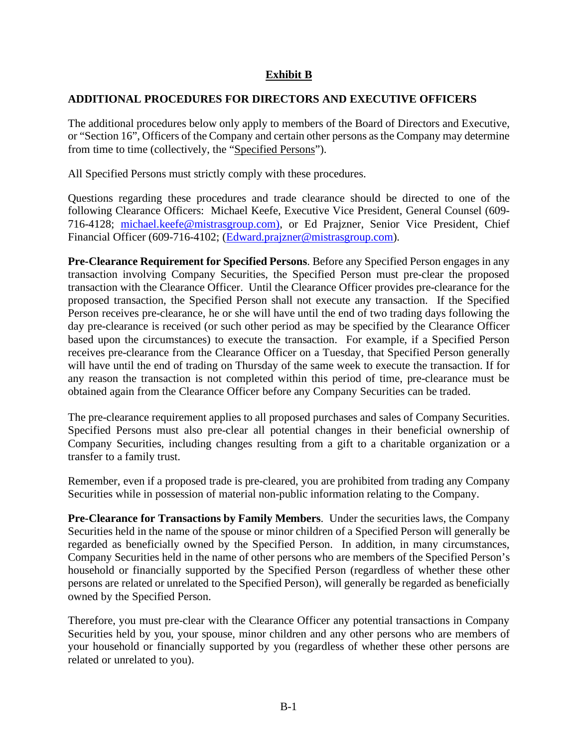## Exhibit B

### ADDITIONAL PROCEDURES FOR DIRECTORS AND EXECUTIVE OFFICERS

The additional procedures below only apply to members of the Board of Directors and Executive, or "Section 16", Officers of the Company and certain other persons as the Company may determine from time to time (collectively, the "Specified Persons").

All Specified Persons must strictly comply with these procedures.

Questions regarding these procedures and trade clearance should be directed to one of the following Clearance Officers: Michael Keefe, Executive Vice President, General Counsel (609-716-4128; michael.keefe@mistrasgroup.com), or Ed Prajzner, Senior Vice President, Chief Financial Officer (609-716-4102; (Edward.prajzner@mistrasgroup.com).

**Pre-Clearance Requirement for Specified Persons**. Before any Specified Person engages in any transaction involving Company Securities, the Specified Person must pre-clear the proposed transaction with the Clearance Officer. Until the Clearance Officer provides pre-clearance for the proposed transaction, the Specified Person shall not execute any transaction. If the Specified Person receives pre-clearance, he or she will have until the end of two trading days following the day pre-clearance is received (or such other period as may be specified by the Clearance Officer based upon the circumstances) to execute the transaction. For example, if a Specified Person receives pre-clearance from the Clearance Officer on a Tuesday, that Specified Person generally will have until the end of trading on Thursday of the same week to execute the transaction. If for any reason the transaction is not completed within this period of time, pre-clearance must be obtained again from the Clearance Officer before any Company Securities can be traded.

The pre-clearance requirement applies to all proposed purchases and sales of Company Securities. Specified Persons must also pre-clear all potential changes in their beneficial ownership of Company Securities, including changes resulting from a gift to a charitable organization or a transfer to a family trust.

Remember, even if a proposed trade is pre-cleared, you are prohibited from trading any Company Securities while in possession of material non-public information relating to the Company.

**Pre-Clearance for Transactions by Family Members**. Under the securities laws, the Company Securities held in the name of the spouse or minor children of a Specified Person will generally be regarded as beneficially owned by the Specified Person. In addition, in many circumstances, Company Securities held in the name of other persons who are members of the Specified Person's household or financially supported by the Specified Person (regardless of whether these other persons are related or unrelated to the Specified Person), will generally be regarded as beneficially owned by the Specified Person.

Therefore, you must pre-clear with the Clearance Officer any potential transactions in Company Securities held by you, your spouse, minor children and any other persons who are members of your household or financially supported by you (regardless of whether these other persons are related or unrelated to you).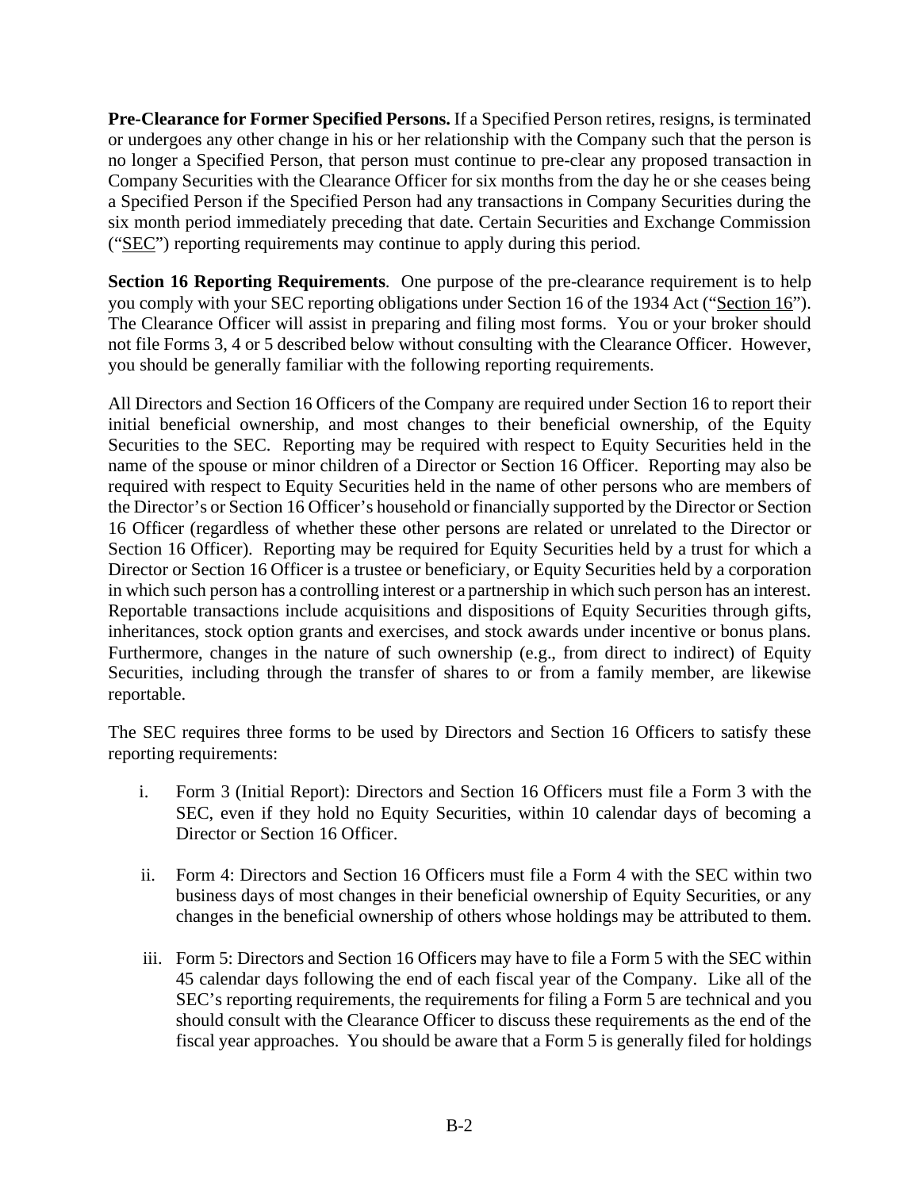**Pre-Clearance for Former Specified Persons.** If a Specified Person retires, resigns, is terminated or undergoes any other change in his or her relationship with the Company such that the person is no longer a Specified Person, that person must continue to pre-clear any proposed transaction in Company Securities with the Clearance Officer for six months from the day he or she ceases being a Specified Person if the Specified Person had any transactions in Company Securities during the six month period immediately preceding that date. Certain Securities and Exchange Commission ("SEC") reporting requirements may continue to apply during this period.

**Section 16 Reporting Requirements**. One purpose of the pre-clearance requirement is to help you comply with your SEC reporting obligations under Section 16 of the 1934 Act ("Section 16"). The Clearance Officer will assist in preparing and filing most forms. You or your broker should not file Forms 3, 4 or 5 described below without consulting with the Clearance Officer. However, you should be generally familiar with the following reporting requirements.

All Directors and Section 16 Officers of the Company are required under Section 16 to report their initial beneficial ownership, and most changes to their beneficial ownership, of the Equity Securities to the SEC. Reporting may be required with respect to Equity Securities held in the name of the spouse or minor children of a Director or Section 16 Officer. Reporting may also be required with respect to Equity Securities held in the name of other persons who are members of the Director's or Section 16 Officer's household or financially supported by the Director or Section 16 Officer (regardless of whether these other persons are related or unrelated to the Director or Section 16 Officer). Reporting may be required for Equity Securities held by a trust for which a Director or Section 16 Officer is a trustee or beneficiary, or Equity Securities held by a corporation in which such person has a controlling interest or a partnership in which such person has an interest. Reportable transactions include acquisitions and dispositions of Equity Securities through gifts, inheritances, stock option grants and exercises, and stock awards under incentive or bonus plans. Furthermore, changes in the nature of such ownership (e.g., from direct to indirect) of Equity Securities, including through the transfer of shares to or from a family member, are likewise reportable.

The SEC requires three forms to be used by Directors and Section 16 Officers to satisfy these reporting requirements:

i. Form 3 (Initial Report): Directors and Section 16 Officers must file a Form 3 with the SEC, even if they hold no Equity Securities, within 10 calendar days of becoming a Director or Section 16 Officer.

ii. Form 4: Directors and Section 16 Officers must file a Form 4 with the SEC within two business days of most changes in their beneficial ownership of Equity Securities, or any changes in the beneficial ownership of others whose holdings may be attributed to them.

iii. Form 5: Directors and Section 16 Officers may have to file a Form 5 with the SEC within 45 calendar days following the end of each fiscal year of the Company. Like all of the SEC's reporting requirements, the requirements for filing a Form 5 are technical and you should consult with the Clearance Officer to discuss these requirements as the end of the fiscal year approaches. You should be aware that a Form 5 is generally filed for holdings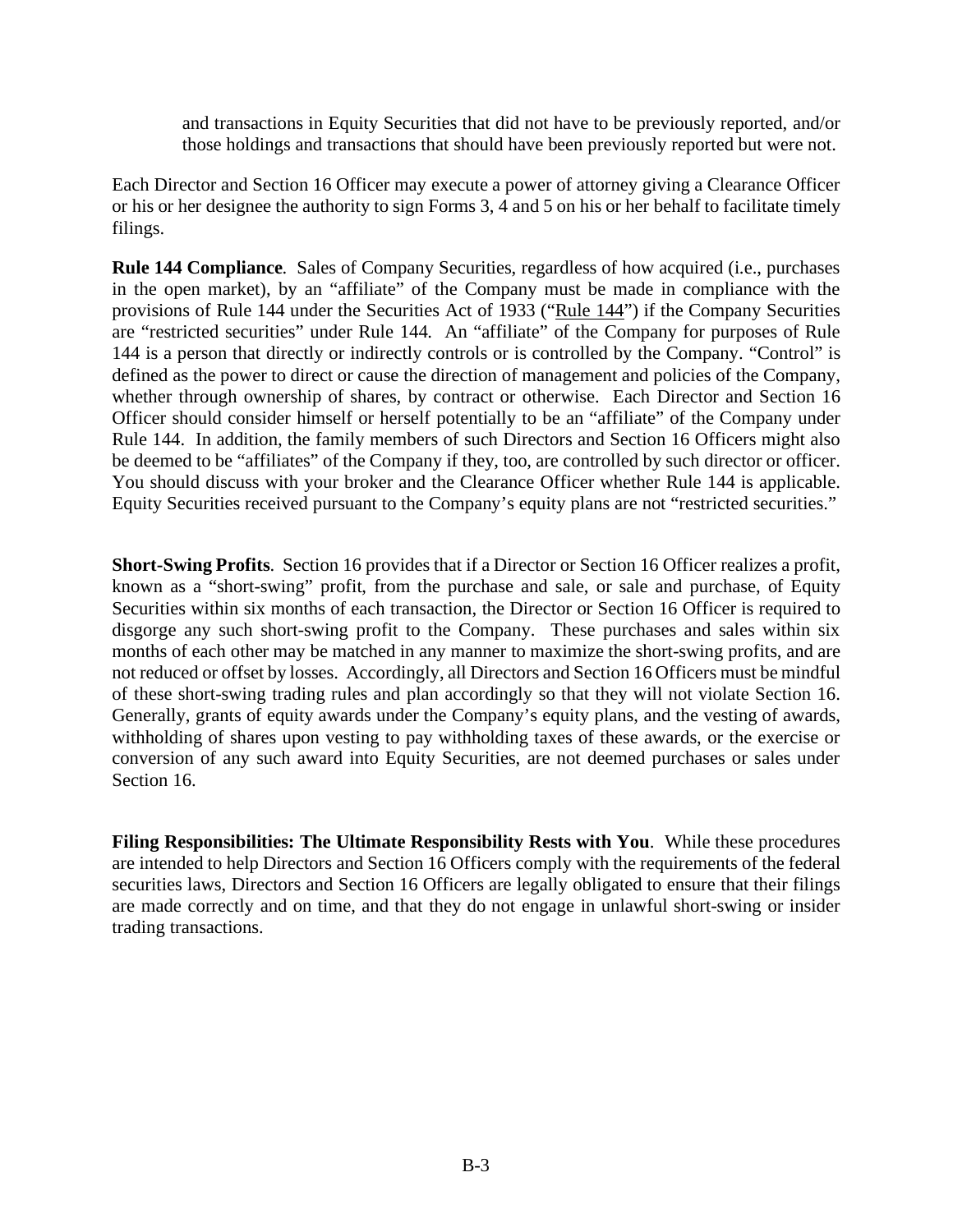and transactions in Equity Securities that did not have to be previously reported, and/or those holdings and transactions that should have been previously reported but were not.

Each Director and Section 16 Officer may execute a power of attorney giving a Clearance Officer or his or her designee the authority to sign Forms 3, 4 and 5 on his or her behalf to facilitate timely filings.

**Rule 144 Compliance**. Sales of Company Securities, regardless of how acquired (i.e., purchases in the open market), by an "affiliate" of the Company must be made in compliance with the provisions of Rule 144 under the Securities Act of 1933 ("Rule 144") if the Company Securities are "restricted securities" under Rule 144. An "affiliate" of the Company for purposes of Rule 144 is a person that directly or indirectly controls or is controlled by the Company. "Control" is defined as the power to direct or cause the direction of management and policies of the Company, whether through ownership of shares, by contract or otherwise. Each Director and Section 16 Officer should consider himself or herself potentially to be an "affiliate" of the Company under Rule 144. In addition, the family members of such Directors and Section 16 Officers might also be deemed to be "affiliates" of the Company if they, too, are controlled by such director or officer. You should discuss with your broker and the Clearance Officer whether Rule 144 is applicable. Equity Securities received pursuant to the Company's equity plans are not "restricted securities."

**Short-Swing Profits**. Section 16 provides that if a Director or Section 16 Officer realizes a profit, known as a "short-swing" profit, from the purchase and sale, or sale and purchase, of Equity Securities within six months of each transaction, the Director or Section 16 Officer is required to disgorge any such short-swing profit to the Company. These purchases and sales within six months of each other may be matched in any manner to maximize the short-swing profits, and are not reduced or offset by losses. Accordingly, all Directors and Section 16 Officers must be mindful of these short-swing trading rules and plan accordingly so that they will not violate Section 16. Generally, grants of equity awards under the Company's equity plans, and the vesting of awards, withholding of shares upon vesting to pay withholding taxes of these awards, or the exercise or conversion of any such award into Equity Securities, are not deemed purchases or sales under Section 16.

**Filing Responsibilities: The Ultimate Responsibility Rests with You**. While these procedures are intended to help Directors and Section 16 Officers comply with the requirements of the federal securities laws, Directors and Section 16 Officers are legally obligated to ensure that their filings are made correctly and on time, and that they do not engage in unlawful short-swing or insider trading transactions.